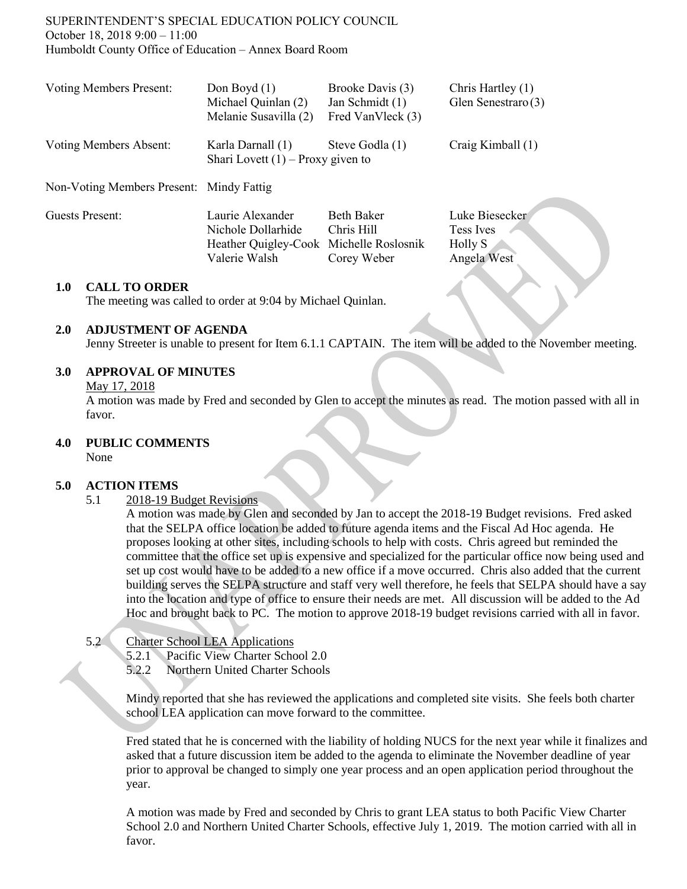SUPERINTENDENT'S SPECIAL EDUCATION POLICY COUNCIL
October 18, 2018 9:00 – 11:00
Humboldt County Office of Education – Annex Board Room

| | | | |
|---|---|---|---|
| Voting Members Present: | Don Boyd (1)<br>Michael Quinlan (2)<br>Melanie Susavilla (2) | Brooke Davis (3)<br>Jan Schmidt (1)<br>Fred VanVleck (3) | Chris Hartley (1)<br>Glen Senestraro (3) |
| Voting Members Absent: | Karla Darnall (1)<br>Shari Lovett (1) – Proxy given to | Steve Godla (1) | Craig Kimball (1) |
| Non-Voting Members Present: | Mindy Fattig | | |
| Guests Present: | Laurie Alexander<br>Nichole Dollarhide<br>Heather Quigley-Cook<br>Valerie Walsh | Beth Baker<br>Chris Hill<br>Michelle Roslosnik<br>Corey Weber | Luke Biesecker<br>Tess Ives<br>Holly S<br>Angela West |

## 1.0 CALL TO ORDER

The meeting was called to order at 9:04 by Michael Quinlan.

## 2.0 ADJUSTMENT OF AGENDA

Jenny Streeter is unable to present for Item 6.1.1 CAPTAIN. The item will be added to the November meeting.

## 3.0 APPROVAL OF MINUTES

May 17, 2018

A motion was made by Fred and seconded by Glen to accept the minutes as read. The motion passed with all in favor.

## 4.0 PUBLIC COMMENTS

None

## 5.0 ACTION ITEMS

5.1 2018-19 Budget Revisions

A motion was made by Glen and seconded by Jan to accept the 2018-19 Budget revisions. Fred asked that the SELPA office location be added to future agenda items and the Fiscal Ad Hoc agenda. He proposes looking at other sites, including schools to help with costs. Chris agreed but reminded the committee that the office set up is expensive and specialized for the particular office now being used and set up cost would have to be added to a new office if a move occurred. Chris also added that the current building serves the SELPA structure and staff very well therefore, he feels that SELPA should have a say into the location and type of office to ensure their needs are met. All discussion will be added to the Ad Hoc and brought back to PC. The motion to approve 2018-19 budget revisions carried with all in favor.

5.2 Charter School LEA Applications

5.2.1 Pacific View Charter School 2.0
5.2.2 Northern United Charter Schools

Mindy reported that she has reviewed the applications and completed site visits. She feels both charter school LEA application can move forward to the committee.

Fred stated that he is concerned with the liability of holding NUCS for the next year while it finalizes and asked that a future discussion item be added to the agenda to eliminate the November deadline of year prior to approval be changed to simply one year process and an open application period throughout the year.

A motion was made by Fred and seconded by Chris to grant LEA status to both Pacific View Charter School 2.0 and Northern United Charter Schools, effective July 1, 2019. The motion carried with all in favor.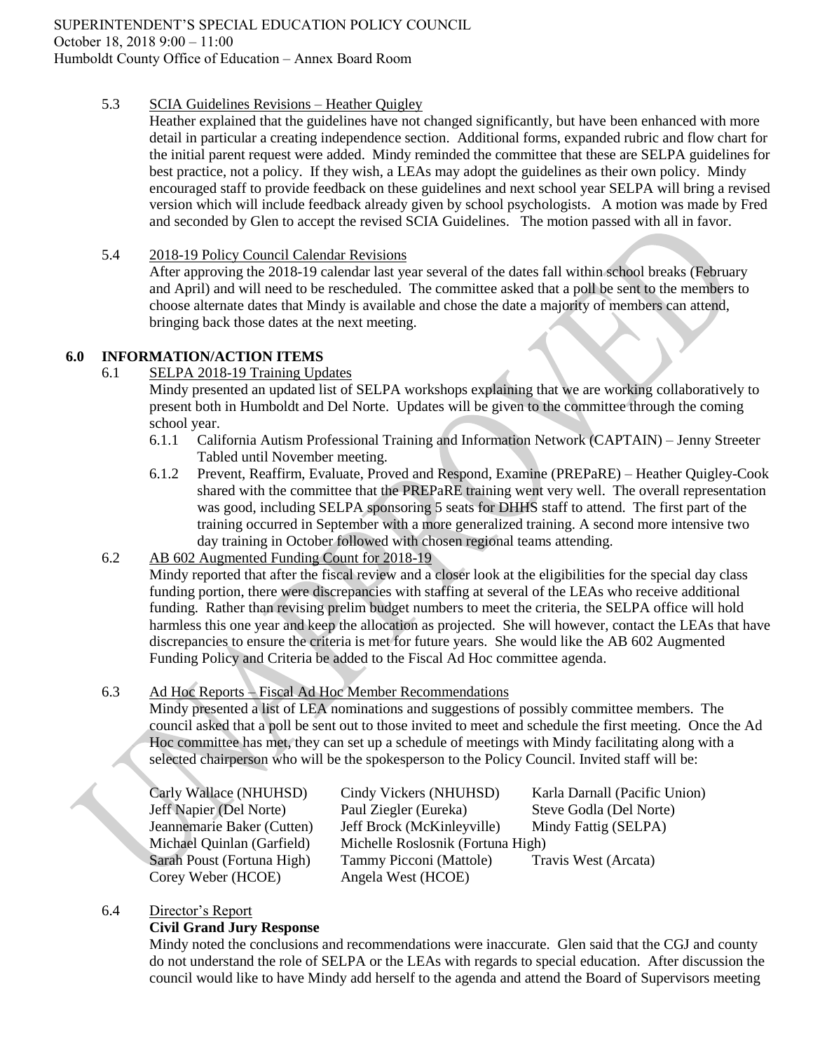SUPERINTENDENT'S SPECIAL EDUCATION POLICY COUNCIL
October 18, 2018 9:00 – 11:00
Humboldt County Office of Education – Annex Board Room

5.3 SCIA Guidelines Revisions – Heather Quigley

Heather explained that the guidelines have not changed significantly, but have been enhanced with more detail in particular a creating independence section. Additional forms, expanded rubric and flow chart for the initial parent request were added. Mindy reminded the committee that these are SELPA guidelines for best practice, not a policy. If they wish, a LEAs may adopt the guidelines as their own policy. Mindy encouraged staff to provide feedback on these guidelines and next school year SELPA will bring a revised version which will include feedback already given by school psychologists. A motion was made by Fred and seconded by Glen to accept the revised SCIA Guidelines. The motion passed with all in favor.

5.4 2018-19 Policy Council Calendar Revisions

After approving the 2018-19 calendar last year several of the dates fall within school breaks (February and April) and will need to be rescheduled. The committee asked that a poll be sent to the members to choose alternate dates that Mindy is available and chose the date a majority of members can attend, bringing back those dates at the next meeting.

## 6.0 INFORMATION/ACTION ITEMS

6.1 SELPA 2018-19 Training Updates

Mindy presented an updated list of SELPA workshops explaining that we are working collaboratively to present both in Humboldt and Del Norte. Updates will be given to the committee through the coming school year.

6.1.1 California Autism Professional Training and Information Network (CAPTAIN) – Jenny Streeter Tabled until November meeting.

6.1.2 Prevent, Reaffirm, Evaluate, Proved and Respond, Examine (PREPaRE) – Heather Quigley-Cook shared with the committee that the PREPaRE training went very well. The overall representation was good, including SELPA sponsoring 5 seats for DHHS staff to attend. The first part of the training occurred in September with a more generalized training. A second more intensive two day training in October followed with chosen regional teams attending.

6.2 AB 602 Augmented Funding Count for 2018-19

Mindy reported that after the fiscal review and a closer look at the eligibilities for the special day class funding portion, there were discrepancies with staffing at several of the LEAs who receive additional funding. Rather than revising prelim budget numbers to meet the criteria, the SELPA office will hold harmless this one year and keep the allocation as projected. She will however, contact the LEAs that have discrepancies to ensure the criteria is met for future years. She would like the AB 602 Augmented Funding Policy and Criteria be added to the Fiscal Ad Hoc committee agenda.

6.3 Ad Hoc Reports – Fiscal Ad Hoc Member Recommendations

Mindy presented a list of LEA nominations and suggestions of possibly committee members. The council asked that a poll be sent out to those invited to meet and schedule the first meeting. Once the Ad Hoc committee has met, they can set up a schedule of meetings with Mindy facilitating along with a selected chairperson who will be the spokesperson to the Policy Council. Invited staff will be:

| | | |
|---|---|---|
| Carly Wallace (NHUHSD) | Cindy Vickers (NHUHSD) | Karla Darnall (Pacific Union) |
| Jeff Napier (Del Norte) | Paul Ziegler (Eureka) | Steve Godla (Del Norte) |
| Jeannemarie Baker (Cutten) | Jeff Brock (McKinleyville) | Mindy Fattig (SELPA) |
| Michael Quinlan (Garfield) | Michelle Roslosnik (Fortuna High) | |
| Sarah Poust (Fortuna High) | Tammy Picconi (Mattole) | Travis West (Arcata) |
| Corey Weber (HCOE) | Angela West (HCOE) | |

6.4 Director's Report

**Civil Grand Jury Response**

Mindy noted the conclusions and recommendations were inaccurate. Glen said that the CGJ and county do not understand the role of SELPA or the LEAs with regards to special education. After discussion the council would like to have Mindy add herself to the agenda and attend the Board of Supervisors meeting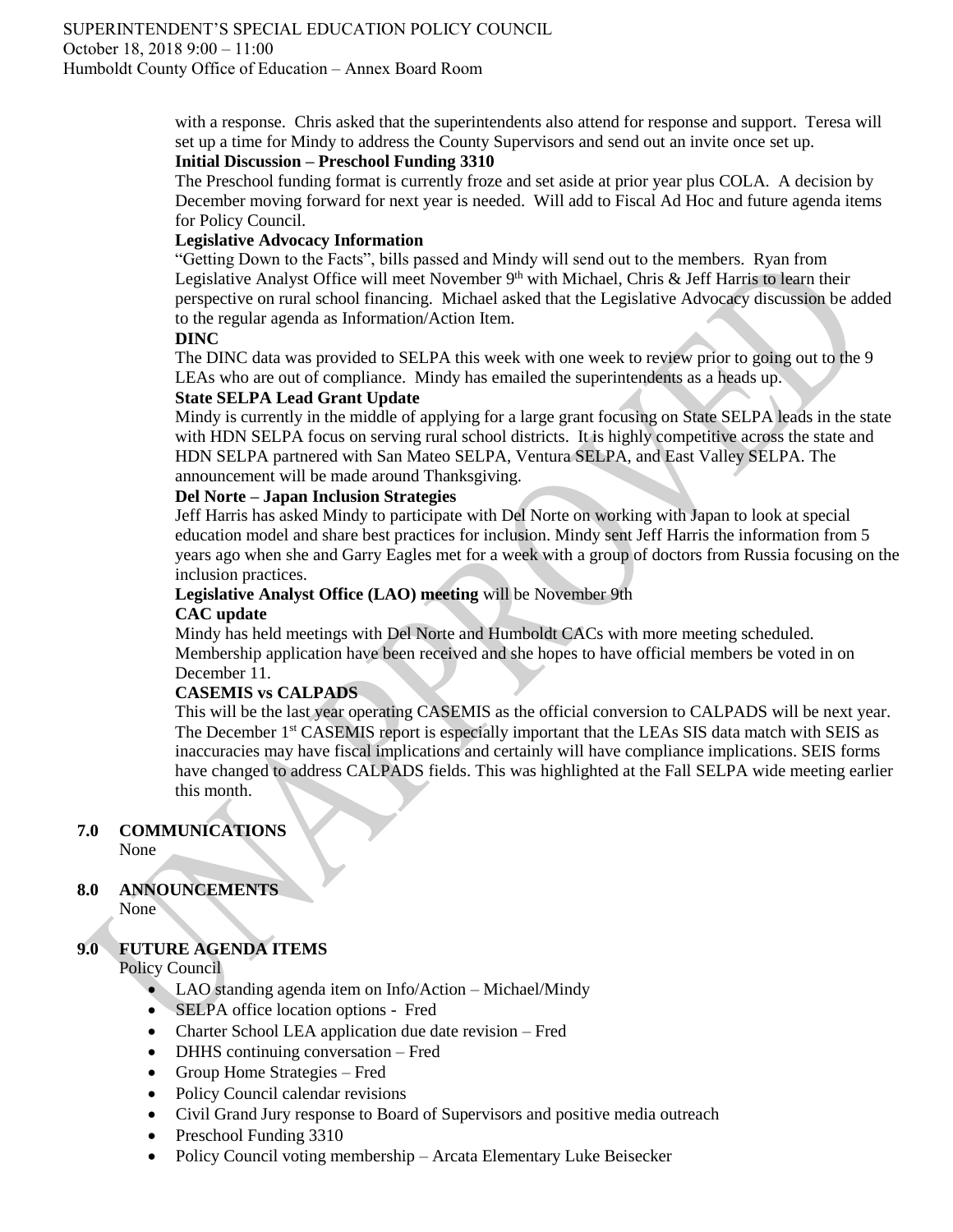with a response. Chris asked that the superintendents also attend for response and support. Teresa will set up a time for Mindy to address the County Supervisors and send out an invite once set up.

**Initial Discussion – Preschool Funding 3310**

The Preschool funding format is currently froze and set aside at prior year plus COLA. A decision by December moving forward for next year is needed. Will add to Fiscal Ad Hoc and future agenda items for Policy Council.

**Legislative Advocacy Information**

"Getting Down to the Facts", bills passed and Mindy will send out to the members. Ryan from Legislative Analyst Office will meet November 9th with Michael, Chris & Jeff Harris to learn their perspective on rural school financing. Michael asked that the Legislative Advocacy discussion be added to the regular agenda as Information/Action Item.

**DINC**

The DINC data was provided to SELPA this week with one week to review prior to going out to the 9 LEAs who are out of compliance. Mindy has emailed the superintendents as a heads up.

**State SELPA Lead Grant Update**

Mindy is currently in the middle of applying for a large grant focusing on State SELPA leads in the state with HDN SELPA focus on serving rural school districts. It is highly competitive across the state and HDN SELPA partnered with San Mateo SELPA, Ventura SELPA, and East Valley SELPA. The announcement will be made around Thanksgiving.

**Del Norte – Japan Inclusion Strategies**

Jeff Harris has asked Mindy to participate with Del Norte on working with Japan to look at special education model and share best practices for inclusion. Mindy sent Jeff Harris the information from 5 years ago when she and Garry Eagles met for a week with a group of doctors from Russia focusing on the inclusion practices.

**Legislative Analyst Office (LAO) meeting** will be November 9th

**CAC update**

Mindy has held meetings with Del Norte and Humboldt CACs with more meeting scheduled. Membership application have been received and she hopes to have official members be voted in on December 11.

**CASEMIS vs CALPADS**

This will be the last year operating CASEMIS as the official conversion to CALPADS will be next year. The December 1st CASEMIS report is especially important that the LEAs SIS data match with SEIS as inaccuracies may have fiscal implications and certainly will have compliance implications. SEIS forms have changed to address CALPADS fields. This was highlighted at the Fall SELPA wide meeting earlier this month.

## 7.0 COMMUNICATIONS

None

## 8.0 ANNOUNCEMENTS

None

## 9.0 FUTURE AGENDA ITEMS

Policy Council

- LAO standing agenda item on Info/Action – Michael/Mindy
- SELPA office location options - Fred
- Charter School LEA application due date revision – Fred
- DHHS continuing conversation – Fred
- Group Home Strategies – Fred
- Policy Council calendar revisions
- Civil Grand Jury response to Board of Supervisors and positive media outreach
- Preschool Funding 3310
- Policy Council voting membership – Arcata Elementary Luke Beisecker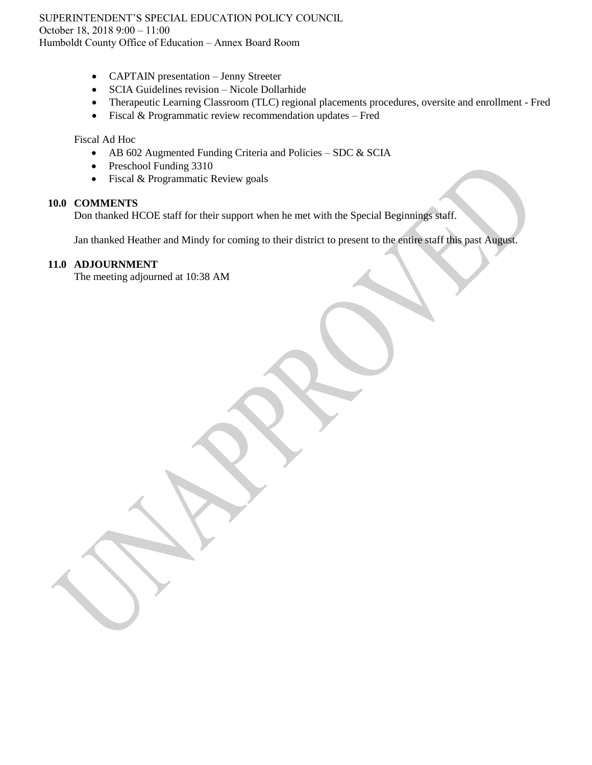- CAPTAIN presentation – Jenny Streeter
- SCIA Guidelines revision – Nicole Dollarhide
- Therapeutic Learning Classroom (TLC) regional placements procedures, oversite and enrollment - Fred
- Fiscal & Programmatic review recommendation updates – Fred

Fiscal Ad Hoc

- AB 602 Augmented Funding Criteria and Policies – SDC & SCIA
- Preschool Funding 3310
- Fiscal & Programmatic Review goals

**10.0 COMMENTS**

Don thanked HCOE staff for their support when he met with the Special Beginnings staff.

Jan thanked Heather and Mindy for coming to their district to present to the entire staff this past August.

**11.0 ADJOURNMENT**

The meeting adjourned at 10:38 AM

UNAPPROVED